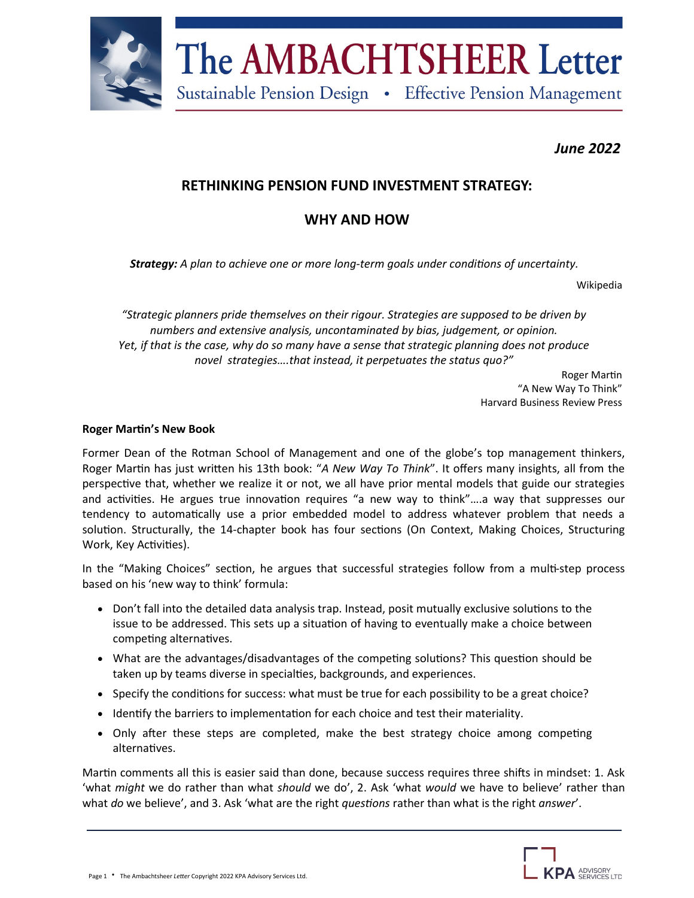# The AMBACHTSHEER Letter

Sustainable Pension Design • Effective Pension Management

***June 2022***

## RETHINKING PENSION FUND INVESTMENT STRATEGY:

## WHY AND HOW

***Strategy:*** *A plan to achieve one or more long-term goals under conditions of uncertainty.*

Wikipedia

*"Strategic planners pride themselves on their rigour. Strategies are supposed to be driven by numbers and extensive analysis, uncontaminated by bias, judgement, or opinion. Yet, if that is the case, why do so many have a sense that strategic planning does not produce novel strategies….that instead, it perpetuates the status quo?"*

Roger Martin
"A New Way To Think"
Harvard Business Review Press

**Roger Martin's New Book**

Former Dean of the Rotman School of Management and one of the globe's top management thinkers, Roger Martin has just written his 13th book: "*A New Way To Think*". It offers many insights, all from the perspective that, whether we realize it or not, we all have prior mental models that guide our strategies and activities. He argues true innovation requires "a new way to think"….a way that suppresses our tendency to automatically use a prior embedded model to address whatever problem that needs a solution. Structurally, the 14-chapter book has four sections (On Context, Making Choices, Structuring Work, Key Activities).

In the "Making Choices" section, he argues that successful strategies follow from a multi-step process based on his 'new way to think' formula:

- Don't fall into the detailed data analysis trap. Instead, posit mutually exclusive solutions to the issue to be addressed. This sets up a situation of having to eventually make a choice between competing alternatives.
- What are the advantages/disadvantages of the competing solutions? This question should be taken up by teams diverse in specialties, backgrounds, and experiences.
- Specify the conditions for success: what must be true for each possibility to be a great choice?
- Identify the barriers to implementation for each choice and test their materiality.
- Only after these steps are completed, make the best strategy choice among competing alternatives.

Martin comments all this is easier said than done, because success requires three shifts in mindset: 1. Ask 'what *might* we do rather than what *should* we do', 2. Ask 'what *would* we have to believe' rather than what *do* we believe', and 3. Ask 'what are the right *questions* rather than what is the right *answer*'.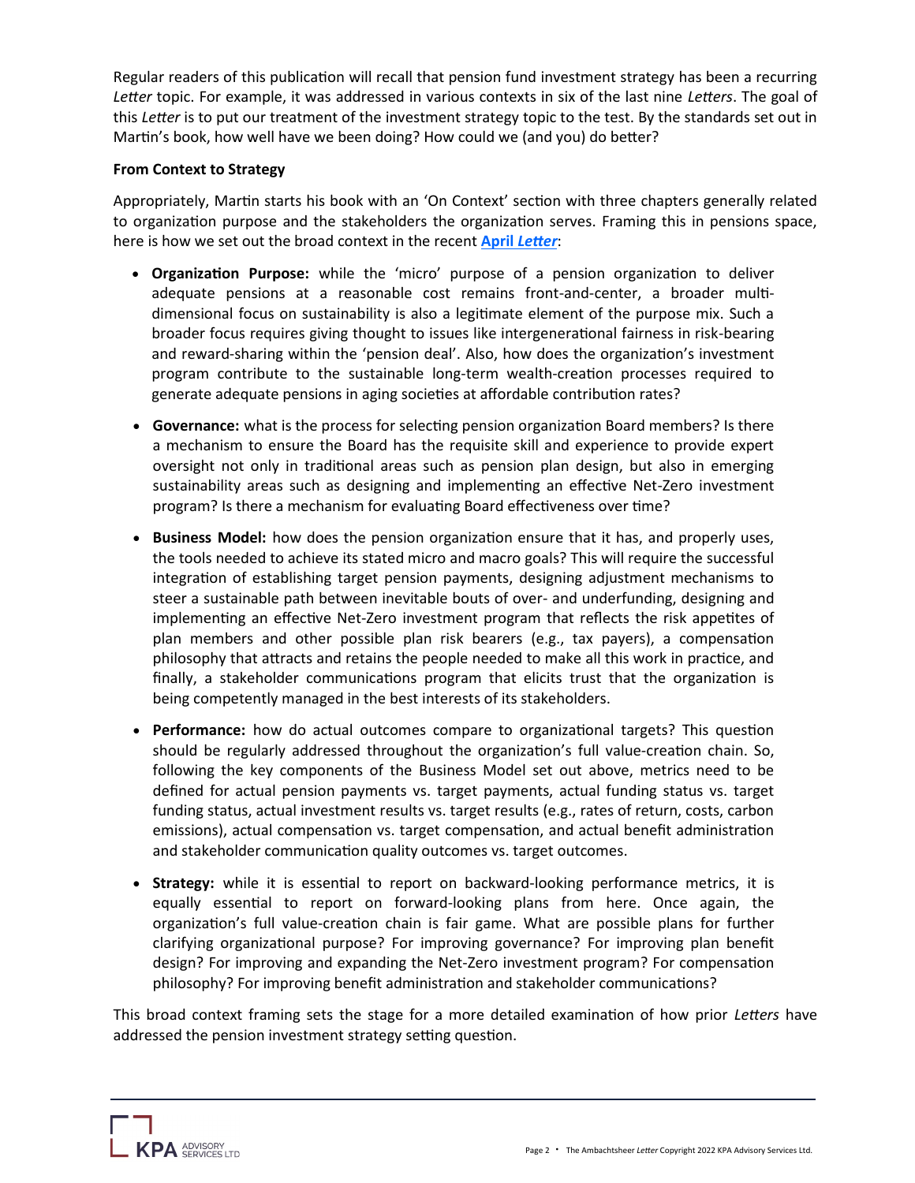Regular readers of this publication will recall that pension fund investment strategy has been a recurring *Letter* topic. For example, it was addressed in various contexts in six of the last nine *Letters*. The goal of this *Letter* is to put our treatment of the investment strategy topic to the test. By the standards set out in Martin's book, how well have we been doing? How could we (and you) do better?

**From Context to Strategy**

Appropriately, Martin starts his book with an 'On Context' section with three chapters generally related to organization purpose and the stakeholders the organization serves. Framing this in pensions space, here is how we set out the broad context in the recent **April *Letter***:

- **Organization Purpose:** while the 'micro' purpose of a pension organization to deliver adequate pensions at a reasonable cost remains front-and-center, a broader multi-dimensional focus on sustainability is also a legitimate element of the purpose mix. Such a broader focus requires giving thought to issues like intergenerational fairness in risk-bearing and reward-sharing within the 'pension deal'. Also, how does the organization's investment program contribute to the sustainable long-term wealth-creation processes required to generate adequate pensions in aging societies at affordable contribution rates?
- **Governance:** what is the process for selecting pension organization Board members? Is there a mechanism to ensure the Board has the requisite skill and experience to provide expert oversight not only in traditional areas such as pension plan design, but also in emerging sustainability areas such as designing and implementing an effective Net-Zero investment program? Is there a mechanism for evaluating Board effectiveness over time?
- **Business Model:** how does the pension organization ensure that it has, and properly uses, the tools needed to achieve its stated micro and macro goals? This will require the successful integration of establishing target pension payments, designing adjustment mechanisms to steer a sustainable path between inevitable bouts of over- and underfunding, designing and implementing an effective Net-Zero investment program that reflects the risk appetites of plan members and other possible plan risk bearers (e.g., tax payers), a compensation philosophy that attracts and retains the people needed to make all this work in practice, and finally, a stakeholder communications program that elicits trust that the organization is being competently managed in the best interests of its stakeholders.
- **Performance:** how do actual outcomes compare to organizational targets? This question should be regularly addressed throughout the organization's full value-creation chain. So, following the key components of the Business Model set out above, metrics need to be defined for actual pension payments vs. target payments, actual funding status vs. target funding status, actual investment results vs. target results (e.g., rates of return, costs, carbon emissions), actual compensation vs. target compensation, and actual benefit administration and stakeholder communication quality outcomes vs. target outcomes.
- **Strategy:** while it is essential to report on backward-looking performance metrics, it is equally essential to report on forward-looking plans from here. Once again, the organization's full value-creation chain is fair game. What are possible plans for further clarifying organizational purpose? For improving governance? For improving plan benefit design? For improving and expanding the Net-Zero investment program? For compensation philosophy? For improving benefit administration and stakeholder communications?

This broad context framing sets the stage for a more detailed examination of how prior *Letters* have addressed the pension investment strategy setting question.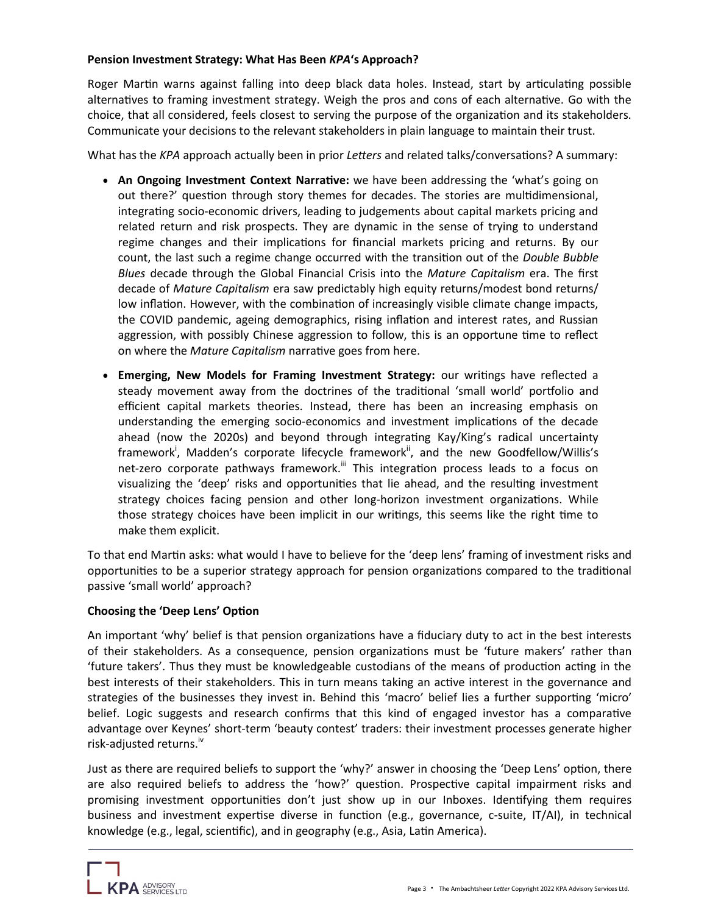**Pension Investment Strategy: What Has Been *KPA*'s Approach?**

Roger Martin warns against falling into deep black data holes. Instead, start by articulating possible alternatives to framing investment strategy. Weigh the pros and cons of each alternative. Go with the choice, that all considered, feels closest to serving the purpose of the organization and its stakeholders. Communicate your decisions to the relevant stakeholders in plain language to maintain their trust.

What has the *KPA* approach actually been in prior *Letters* and related talks/conversations? A summary:

- **An Ongoing Investment Context Narrative:** we have been addressing the 'what's going on out there?' question through story themes for decades. The stories are multidimensional, integrating socio-economic drivers, leading to judgements about capital markets pricing and related return and risk prospects. They are dynamic in the sense of trying to understand regime changes and their implications for financial markets pricing and returns. By our count, the last such a regime change occurred with the transition out of the *Double Bubble Blues* decade through the Global Financial Crisis into the *Mature Capitalism* era. The first decade of *Mature Capitalism* era saw predictably high equity returns/modest bond returns/ low inflation. However, with the combination of increasingly visible climate change impacts, the COVID pandemic, ageing demographics, rising inflation and interest rates, and Russian aggression, with possibly Chinese aggression to follow, this is an opportune time to reflect on where the *Mature Capitalism* narrative goes from here.
- **Emerging, New Models for Framing Investment Strategy:** our writings have reflected a steady movement away from the doctrines of the traditional 'small world' portfolio and efficient capital markets theories. Instead, there has been an increasing emphasis on understanding the emerging socio-economics and investment implications of the decade ahead (now the 2020s) and beyond through integrating Kay/King's radical uncertainty framework[i], Madden's corporate lifecycle framework[ii], and the new Goodfellow/Willis's net-zero corporate pathways framework.[iii] This integration process leads to a focus on visualizing the 'deep' risks and opportunities that lie ahead, and the resulting investment strategy choices facing pension and other long-horizon investment organizations. While those strategy choices have been implicit in our writings, this seems like the right time to make them explicit.

To that end Martin asks: what would I have to believe for the 'deep lens' framing of investment risks and opportunities to be a superior strategy approach for pension organizations compared to the traditional passive 'small world' approach?

**Choosing the 'Deep Lens' Option**

An important 'why' belief is that pension organizations have a fiduciary duty to act in the best interests of their stakeholders. As a consequence, pension organizations must be 'future makers' rather than 'future takers'. Thus they must be knowledgeable custodians of the means of production acting in the best interests of their stakeholders. This in turn means taking an active interest in the governance and strategies of the businesses they invest in. Behind this 'macro' belief lies a further supporting 'micro' belief. Logic suggests and research confirms that this kind of engaged investor has a comparative advantage over Keynes' short-term 'beauty contest' traders: their investment processes generate higher risk-adjusted returns.[iv]

Just as there are required beliefs to support the 'why?' answer in choosing the 'Deep Lens' option, there are also required beliefs to address the 'how?' question. Prospective capital impairment risks and promising investment opportunities don't just show up in our Inboxes. Identifying them requires business and investment expertise diverse in function (e.g., governance, c-suite, IT/AI), in technical knowledge (e.g., legal, scientific), and in geography (e.g., Asia, Latin America).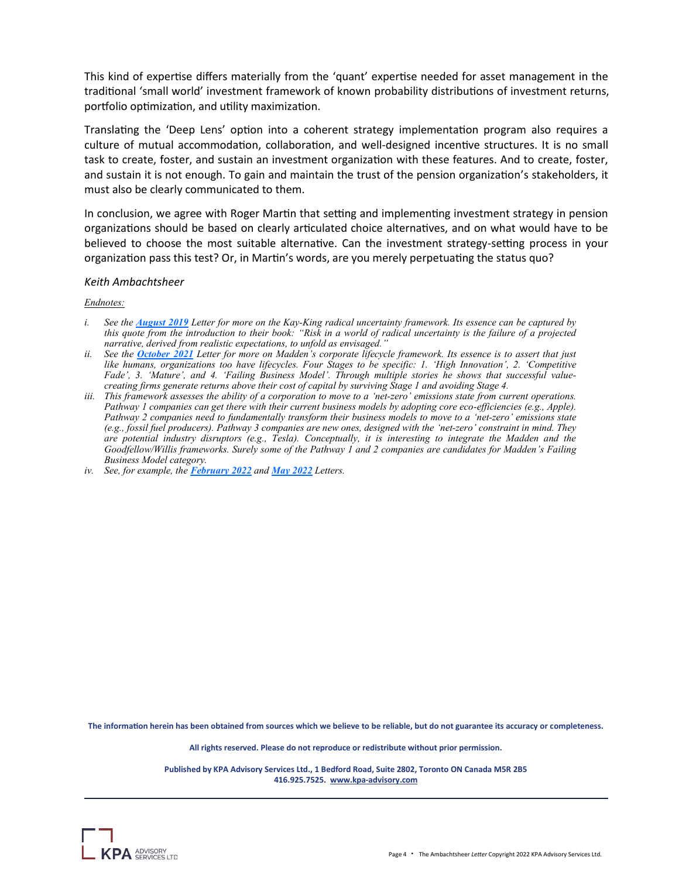This kind of expertise differs materially from the 'quant' expertise needed for asset management in the traditional 'small world' investment framework of known probability distributions of investment returns, portfolio optimization, and utility maximization.

Translating the 'Deep Lens' option into a coherent strategy implementation program also requires a culture of mutual accommodation, collaboration, and well-designed incentive structures. It is no small task to create, foster, and sustain an investment organization with these features. And to create, foster, and sustain it is not enough. To gain and maintain the trust of the pension organization's stakeholders, it must also be clearly communicated to them.

In conclusion, we agree with Roger Martin that setting and implementing investment strategy in pension organizations should be based on clearly articulated choice alternatives, and on what would have to be believed to choose the most suitable alternative. Can the investment strategy-setting process in your organization pass this test? Or, in Martin's words, are you merely perpetuating the status quo?

*Keith Ambachtsheer*

*Endnotes:*

i. *See the **August 2019** Letter for more on the Kay-King radical uncertainty framework. Its essence can be captured by this quote from the introduction to their book: "Risk in a world of radical uncertainty is the failure of a projected narrative, derived from realistic expectations, to unfold as envisaged."*

ii. *See the **October 2021** Letter for more on Madden's corporate lifecycle framework. Its essence is to assert that just like humans, organizations too have lifecycles. Four Stages to be specific: 1. 'High Innovation', 2. 'Competitive Fade', 3. 'Mature', and 4. 'Failing Business Model'. Through multiple stories he shows that successful value-creating firms generate returns above their cost of capital by surviving Stage 1 and avoiding Stage 4.*

iii. *This framework assesses the ability of a corporation to move to a 'net-zero' emissions state from current operations. Pathway 1 companies can get there with their current business models by adopting core eco-efficiencies (e.g., Apple). Pathway 2 companies need to fundamentally transform their business models to move to a 'net-zero' emissions state (e.g., fossil fuel producers). Pathway 3 companies are new ones, designed with the 'net-zero' constraint in mind. They are potential industry disruptors (e.g., Tesla). Conceptually, it is interesting to integrate the Madden and the Goodfellow/Willis frameworks. Surely some of the Pathway 1 and 2 companies are candidates for Madden's Failing Business Model category.*

iv. *See, for example, the **February 2022** and **May 2022** Letters.*

**The information herein has been obtained from sources which we believe to be reliable, but do not guarantee its accuracy or completeness.**

**All rights reserved. Please do not reproduce or redistribute without prior permission.**

**Published by KPA Advisory Services Ltd., 1 Bedford Road, Suite 2802, Toronto ON Canada M5R 2B5**
**416.925.7525. www.kpa-advisory.com**